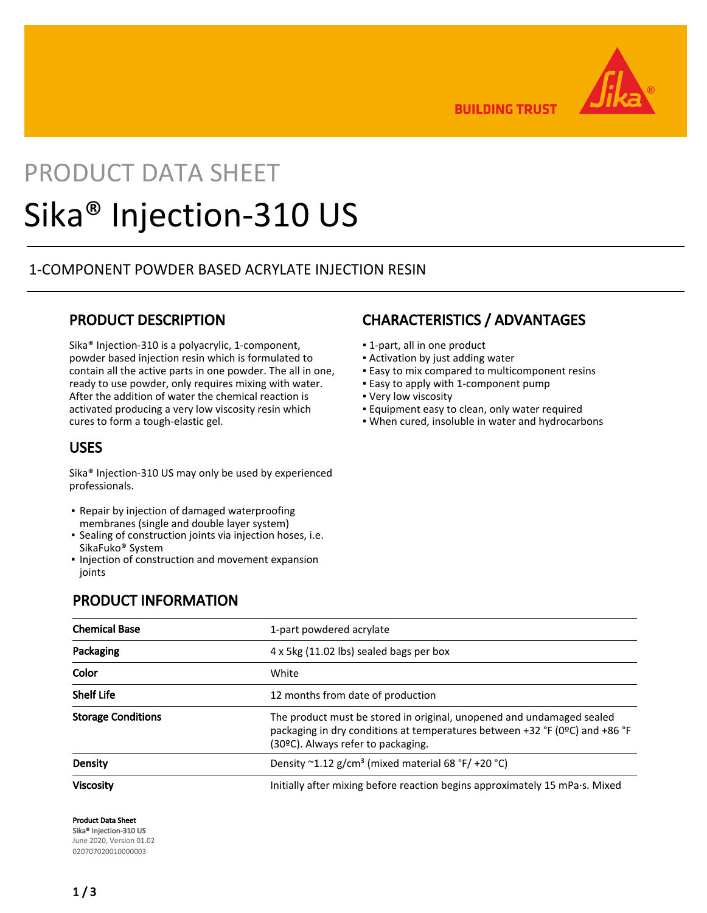BUILDING TRUST

PRODUCT DATA SHEET

# Sika® Injection-310 US

1-COMPONENT POWDER BASED ACRYLATE INJECTION RESIN

## PRODUCT DESCRIPTION

Sika® Injection-310 is a polyacrylic, 1-component, powder based injection resin which is formulated to contain all the active parts in one powder. The all in one, ready to use powder, only requires mixing with water. After the addition of water the chemical reaction is activated producing a very low viscosity resin which cures to form a tough-elastic gel.

## USES

Sika® Injection-310 US may only be used by experienced professionals.

- Repair by injection of damaged waterproofing membranes (single and double layer system)
- Sealing of construction joints via injection hoses, i.e. SikaFuko® System
- Injection of construction and movement expansion joints

## CHARACTERISTICS / ADVANTAGES

- 1-part, all in one product
- Activation by just adding water
- Easy to mix compared to multicomponent resins
- Easy to apply with 1-component pump
- Very low viscosity
- Equipment easy to clean, only water required
- When cured, insoluble in water and hydrocarbons

## PRODUCT INFORMATION

| | |
|---|---|
| **Chemical Base** | 1-part powdered acrylate |
| **Packaging** | 4 x 5kg (11.02 lbs) sealed bags per box |
| **Color** | White |
| **Shelf Life** | 12 months from date of production |
| **Storage Conditions** | The product must be stored in original, unopened and undamaged sealed packaging in dry conditions at temperatures between +32 °F (0ºC) and +86 °F (30ºC). Always refer to packaging. |
| **Density** | Density ~1.12 g/cm³ (mixed material 68 °F/ +20 °C) |
| **Viscosity** | Initially after mixing before reaction begins approximately 15 mPa·s. Mixed |

Product Data Sheet
Sika® Injection-310 US
June 2020, Version 01.02
020707020010000003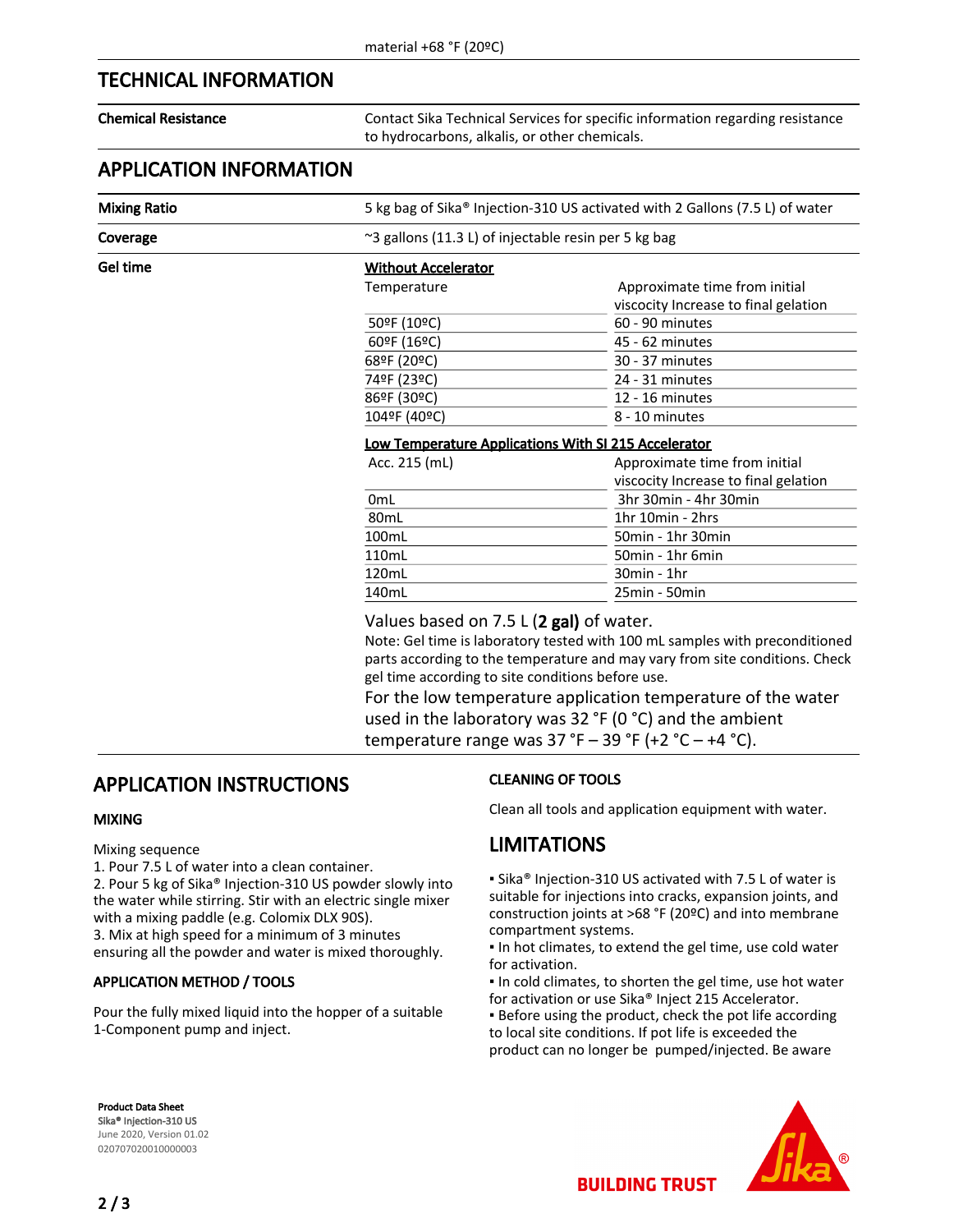material +68 °F (20ºC)

## TECHNICAL INFORMATION

| | |
|---|---|
| **Chemical Resistance** | Contact Sika Technical Services for specific information regarding resistance to hydrocarbons, alkalis, or other chemicals. |

## APPLICATION INFORMATION

**Mixing Ratio**

5 kg bag of Sika® Injection-310 US activated with 2 Gallons (7.5 L) of water

**Coverage**

~3 gallons (11.3 L) of injectable resin per 5 kg bag

**Gel time**

**Without Accelerator**

| Temperature | Approximate time from initial viscocity Increase to final gelation |
|---|---|
| 50ºF (10ºC) | 60 - 90 minutes |
| 60ºF (16ºC) | 45 - 62 minutes |
| 68ºF (20ºC) | 30 - 37 minutes |
| 74ºF (23ºC) | 24 - 31 minutes |
| 86ºF (30ºC) | 12 - 16 minutes |
| 104ºF (40ºC) | 8 - 10 minutes |

**Low Temperature Applications With SI 215 Accelerator**

| Acc. 215 (mL) | Approximate time from initial viscocity Increase to final gelation |
|---|---|
| 0mL | 3hr 30min - 4hr 30min |
| 80mL | 1hr 10min - 2hrs |
| 100mL | 50min - 1hr 30min |
| 110mL | 50min - 1hr 6min |
| 120mL | 30min - 1hr |
| 140mL | 25min - 50min |

Values based on 7.5 L (**2 gal)** of water.

Note: Gel time is laboratory tested with 100 mL samples with preconditioned parts according to the temperature and may vary from site conditions. Check gel time according to site conditions before use.

For the low temperature application temperature of the water used in the laboratory was 32 °F (0 °C) and the ambient temperature range was 37 °F – 39 °F (+2 °C – +4 °C).

## APPLICATION INSTRUCTIONS

### MIXING

Mixing sequence

1. Pour 7.5 L of water into a clean container.
2. Pour 5 kg of Sika® Injection-310 US powder slowly into the water while stirring. Stir with an electric single mixer with a mixing paddle (e.g. Colomix DLX 90S).
3. Mix at high speed for a minimum of 3 minutes ensuring all the powder and water is mixed thoroughly.

### APPLICATION METHOD / TOOLS

Pour the fully mixed liquid into the hopper of a suitable 1-Component pump and inject.

### CLEANING OF TOOLS

Clean all tools and application equipment with water.

## LIMITATIONS

- Sika® Injection-310 US activated with 7.5 L of water is suitable for injections into cracks, expansion joints, and construction joints at >68 °F (20ºC) and into membrane compartment systems.
- In hot climates, to extend the gel time, use cold water for activation.
- In cold climates, to shorten the gel time, use hot water for activation or use Sika® Inject 215 Accelerator.
- Before using the product, check the pot life according to local site conditions. If pot life is exceeded the product can no longer be pumped/injected. Be aware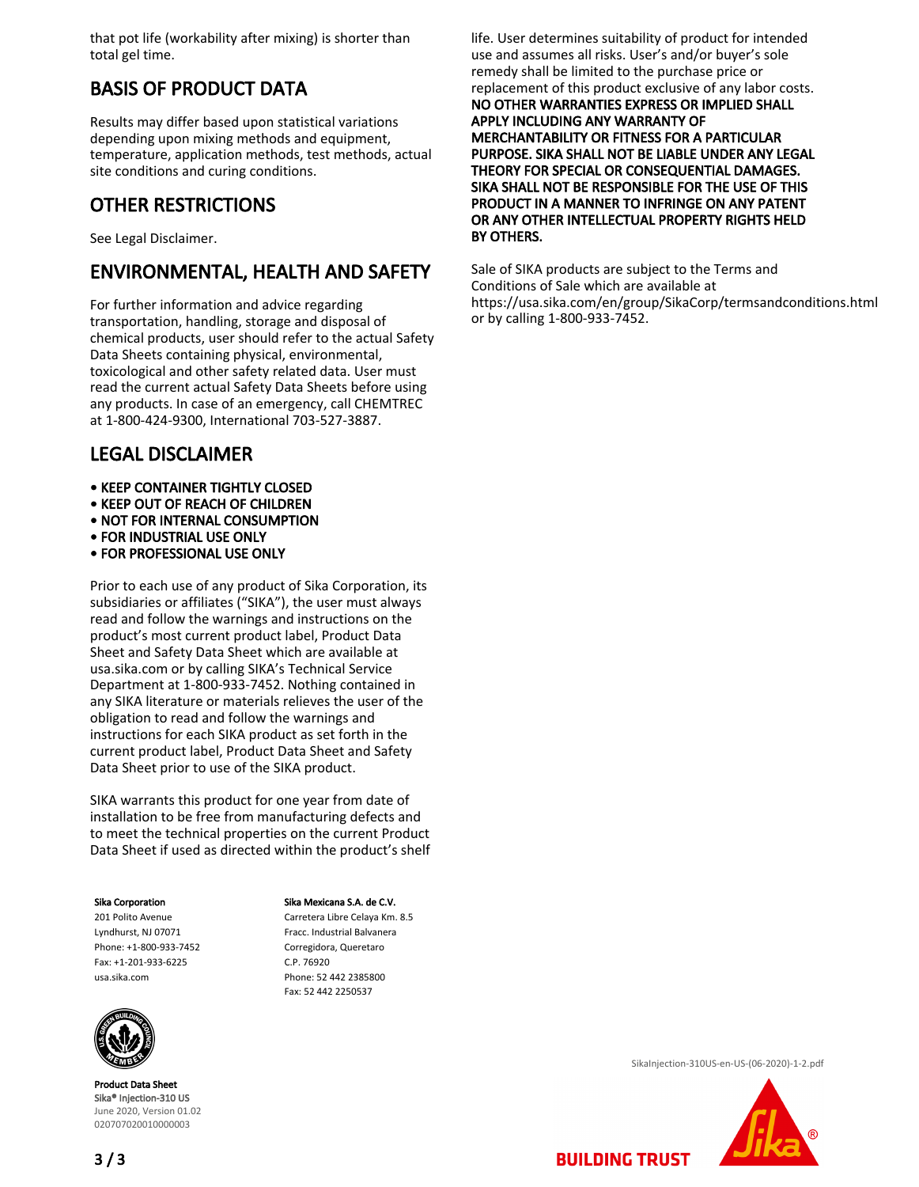that pot life (workability after mixing) is shorter than total gel time.

## BASIS OF PRODUCT DATA

Results may differ based upon statistical variations depending upon mixing methods and equipment, temperature, application methods, test methods, actual site conditions and curing conditions.

## OTHER RESTRICTIONS

See Legal Disclaimer.

## ENVIRONMENTAL, HEALTH AND SAFETY

For further information and advice regarding transportation, handling, storage and disposal of chemical products, user should refer to the actual Safety Data Sheets containing physical, environmental, toxicological and other safety related data. User must read the current actual Safety Data Sheets before using any products. In case of an emergency, call CHEMTREC at 1-800-424-9300, International 703-527-3887.

## LEGAL DISCLAIMER

- **KEEP CONTAINER TIGHTLY CLOSED**
- **KEEP OUT OF REACH OF CHILDREN**
- **NOT FOR INTERNAL CONSUMPTION**
- **FOR INDUSTRIAL USE ONLY**
- **FOR PROFESSIONAL USE ONLY**

Prior to each use of any product of Sika Corporation, its subsidiaries or affiliates ("SIKA"), the user must always read and follow the warnings and instructions on the product's most current product label, Product Data Sheet and Safety Data Sheet which are available at usa.sika.com or by calling SIKA's Technical Service Department at 1-800-933-7452. Nothing contained in any SIKA literature or materials relieves the user of the obligation to read and follow the warnings and instructions for each SIKA product as set forth in the current product label, Product Data Sheet and Safety Data Sheet prior to use of the SIKA product.

SIKA warrants this product for one year from date of installation to be free from manufacturing defects and to meet the technical properties on the current Product Data Sheet if used as directed within the product's shelf life. User determines suitability of product for intended use and assumes all risks. User's and/or buyer's sole remedy shall be limited to the purchase price or replacement of this product exclusive of any labor costs. **NO OTHER WARRANTIES EXPRESS OR IMPLIED SHALL APPLY INCLUDING ANY WARRANTY OF MERCHANTABILITY OR FITNESS FOR A PARTICULAR PURPOSE. SIKA SHALL NOT BE LIABLE UNDER ANY LEGAL THEORY FOR SPECIAL OR CONSEQUENTIAL DAMAGES. SIKA SHALL NOT BE RESPONSIBLE FOR THE USE OF THIS PRODUCT IN A MANNER TO INFRINGE ON ANY PATENT OR ANY OTHER INTELLECTUAL PROPERTY RIGHTS HELD BY OTHERS.**

Sale of SIKA products are subject to the Terms and Conditions of Sale which are available at https://usa.sika.com/en/group/SikaCorp/termsandconditions.html or by calling 1-800-933-7452.

**Sika Corporation**
201 Polito Avenue
Lyndhurst, NJ 07071
Phone: +1-800-933-7452
Fax: +1-201-933-6225
usa.sika.com

**Sika Mexicana S.A. de C.V.**
Carretera Libre Celaya Km. 8.5
Fracc. Industrial Balvanera
Corregidora, Queretaro
C.P. 76920
Phone: 52 442 2385800
Fax: 52 442 2250537

**Product Data Sheet**
**Sika® Injection-310 US**
June 2020, Version 01.02
020707020010000003

SikaInjection-310US-en-US-(06-2020)-1-2.pdf

BUILDING TRUST